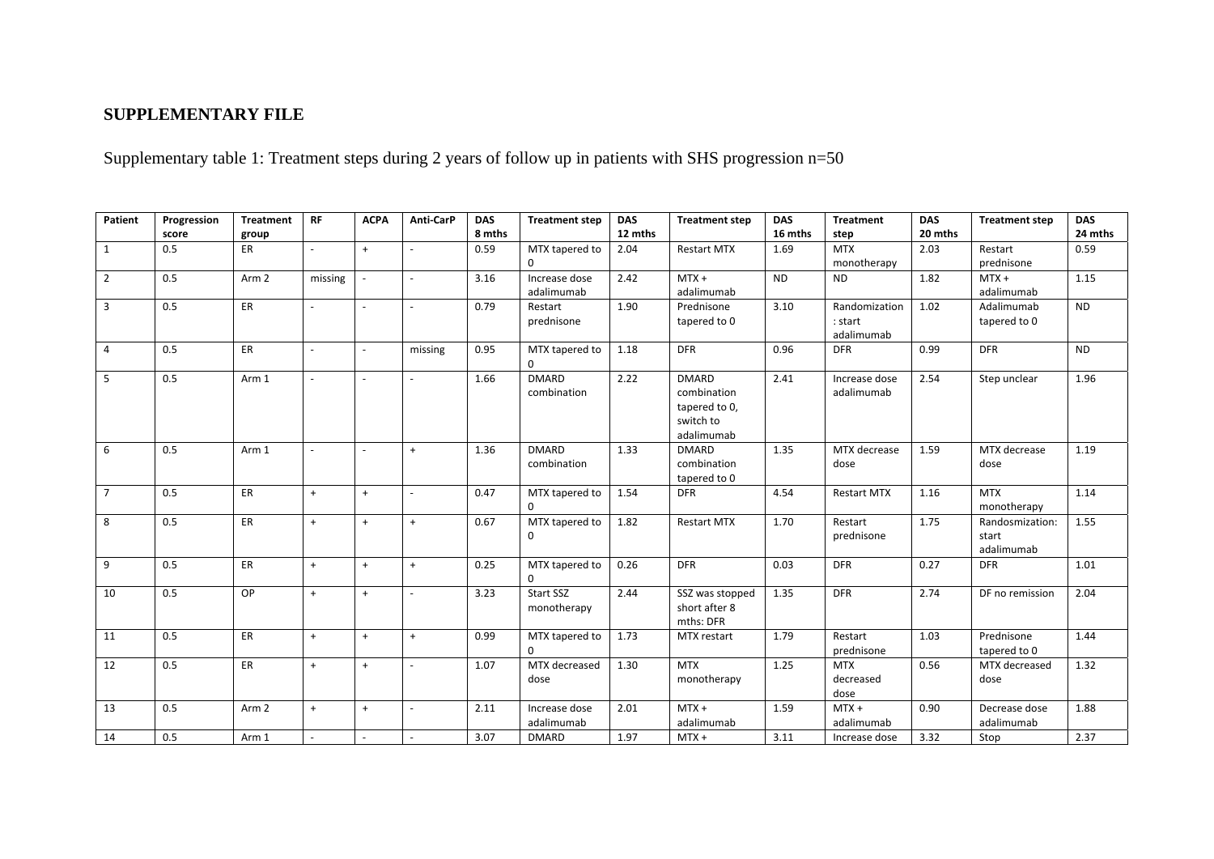**SUPPLEMENTARY FILE**

Supplementary table 1: Treatment steps during 2 years of follow up in patients with SHS progression n=50

| Patient | Progression score | Treatment group | RF | ACPA | Anti-CarP | DAS 8 mths | Treatment step | DAS 12 mths | Treatment step | DAS 16 mths | Treatment step | DAS 20 mths | Treatment step | DAS 24 mths |
|---|---|---|---|---|---|---|---|---|---|---|---|---|---|---|
| 1 | 0.5 | ER | - | + | - | 0.59 | MTX tapered to 0 | 2.04 | Restart MTX | 1.69 | MTX monotherapy | 2.03 | Restart prednisone | 0.59 |
| 2 | 0.5 | Arm 2 | missing | - | - | 3.16 | Increase dose adalimumab | 2.42 | MTX + adalimumab | ND | ND | 1.82 | MTX + adalimumab | 1.15 |
| 3 | 0.5 | ER | - | - | - | 0.79 | Restart prednisone | 1.90 | Prednisone tapered to 0 | 3.10 | Randomization : start adalimumab | 1.02 | Adalimumab tapered to 0 | ND |
| 4 | 0.5 | ER | - | - | missing | 0.95 | MTX tapered to 0 | 1.18 | DFR | 0.96 | DFR | 0.99 | DFR | ND |
| 5 | 0.5 | Arm 1 | - | - | - | 1.66 | DMARD combination | 2.22 | DMARD combination tapered to 0, switch to adalimumab | 2.41 | Increase dose adalimumab | 2.54 | Step unclear | 1.96 |
| 6 | 0.5 | Arm 1 | - | - | + | 1.36 | DMARD combination | 1.33 | DMARD combination tapered to 0 | 1.35 | MTX decrease dose | 1.59 | MTX decrease dose | 1.19 |
| 7 | 0.5 | ER | + | + | - | 0.47 | MTX tapered to 0 | 1.54 | DFR | 4.54 | Restart MTX | 1.16 | MTX monotherapy | 1.14 |
| 8 | 0.5 | ER | + | + | + | 0.67 | MTX tapered to 0 | 1.82 | Restart MTX | 1.70 | Restart prednisone | 1.75 | Randosmization: start adalimumab | 1.55 |
| 9 | 0.5 | ER | + | + | + | 0.25 | MTX tapered to 0 | 0.26 | DFR | 0.03 | DFR | 0.27 | DFR | 1.01 |
| 10 | 0.5 | OP | + | + | - | 3.23 | Start SSZ monotherapy | 2.44 | SSZ was stopped short after 8 mths: DFR | 1.35 | DFR | 2.74 | DF no remission | 2.04 |
| 11 | 0.5 | ER | + | + | + | 0.99 | MTX tapered to 0 | 1.73 | MTX restart | 1.79 | Restart prednisone | 1.03 | Prednisone tapered to 0 | 1.44 |
| 12 | 0.5 | ER | + | + | - | 1.07 | MTX decreased dose | 1.30 | MTX monotherapy | 1.25 | MTX decreased dose | 0.56 | MTX decreased dose | 1.32 |
| 13 | 0.5 | Arm 2 | + | + | - | 2.11 | Increase dose adalimumab | 2.01 | MTX + adalimumab | 1.59 | MTX + adalimumab | 0.90 | Decrease dose adalimumab | 1.88 |
| 14 | 0.5 | Arm 1 | - | - | - | 3.07 | DMARD | 1.97 | MTX + | 3.11 | Increase dose | 3.32 | Stop | 2.37 |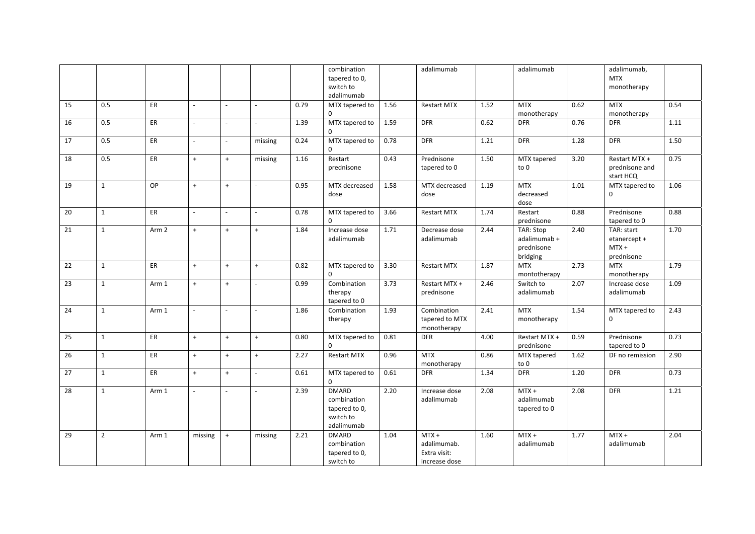| | | | | | | | | | | | | | | | |
|---|---|---|---|---|---|---|---|---|---|---|---|---|---|---|---|
| | | | | | | | combination tapered to 0, switch to adalimumab | | adalimumab | | adalimumab | | adalimumab, MTX monotherapy | |
| 15 | 0.5 | ER | - | - | - | 0.79 | MTX tapered to 0 | 1.56 | Restart MTX | 1.52 | MTX monotherapy | 0.62 | MTX monotherapy | 0.54 |
| 16 | 0.5 | ER | - | - | - | 1.39 | MTX tapered to 0 | 1.59 | DFR | 0.62 | DFR | 0.76 | DFR | 1.11 |
| 17 | 0.5 | ER | - | - | missing | 0.24 | MTX tapered to 0 | 0.78 | DFR | 1.21 | DFR | 1.28 | DFR | 1.50 |
| 18 | 0.5 | ER | + | + | missing | 1.16 | Restart prednisone | 0.43 | Prednisone tapered to 0 | 1.50 | MTX tapered to 0 | 3.20 | Restart MTX + prednisone and start HCQ | 0.75 |
| 19 | 1 | OP | + | + | - | 0.95 | MTX decreased dose | 1.58 | MTX decreased dose | 1.19 | MTX decreased dose | 1.01 | MTX tapered to 0 | 1.06 |
| 20 | 1 | ER | - | - | - | 0.78 | MTX tapered to 0 | 3.66 | Restart MTX | 1.74 | Restart prednisone | 0.88 | Prednisone tapered to 0 | 0.88 |
| 21 | 1 | Arm 2 | + | + | + | 1.84 | Increase dose adalimumab | 1.71 | Decrease dose adalimumab | 2.44 | TAR: Stop adalimumab + prednisone bridging | 2.40 | TAR: start etanercept + MTX + prednisone | 1.70 |
| 22 | 1 | ER | + | + | + | 0.82 | MTX tapered to 0 | 3.30 | Restart MTX | 1.87 | MTX montotherapy | 2.73 | MTX monotherapy | 1.79 |
| 23 | 1 | Arm 1 | + | + | - | 0.99 | Combination therapy tapered to 0 | 3.73 | Restart MTX + prednisone | 2.46 | Switch to adalimumab | 2.07 | Increase dose adalimumab | 1.09 |
| 24 | 1 | Arm 1 | - | - | - | 1.86 | Combination therapy | 1.93 | Combination tapered to MTX monotherapy | 2.41 | MTX monotherapy | 1.54 | MTX tapered to 0 | 2.43 |
| 25 | 1 | ER | + | + | + | 0.80 | MTX tapered to 0 | 0.81 | DFR | 4.00 | Restart MTX + prednisone | 0.59 | Prednisone tapered to 0 | 0.73 |
| 26 | 1 | ER | + | + | + | 2.27 | Restart MTX | 0.96 | MTX monotherapy | 0.86 | MTX tapered to 0 | 1.62 | DF no remission | 2.90 |
| 27 | 1 | ER | + | + | - | 0.61 | MTX tapered to 0 | 0.61 | DFR | 1.34 | DFR | 1.20 | DFR | 0.73 |
| 28 | 1 | Arm 1 | - | - | - | 2.39 | DMARD combination tapered to 0, switch to adalimumab | 2.20 | Increase dose adalimumab | 2.08 | MTX + adalimumab tapered to 0 | 2.08 | DFR | 1.21 |
| 29 | 2 | Arm 1 | missing | + | missing | 2.21 | DMARD combination tapered to 0, switch to | 1.04 | MTX + adalimumab. Extra visit: increase dose | 1.60 | MTX + adalimumab | 1.77 | MTX + adalimumab | 2.04 |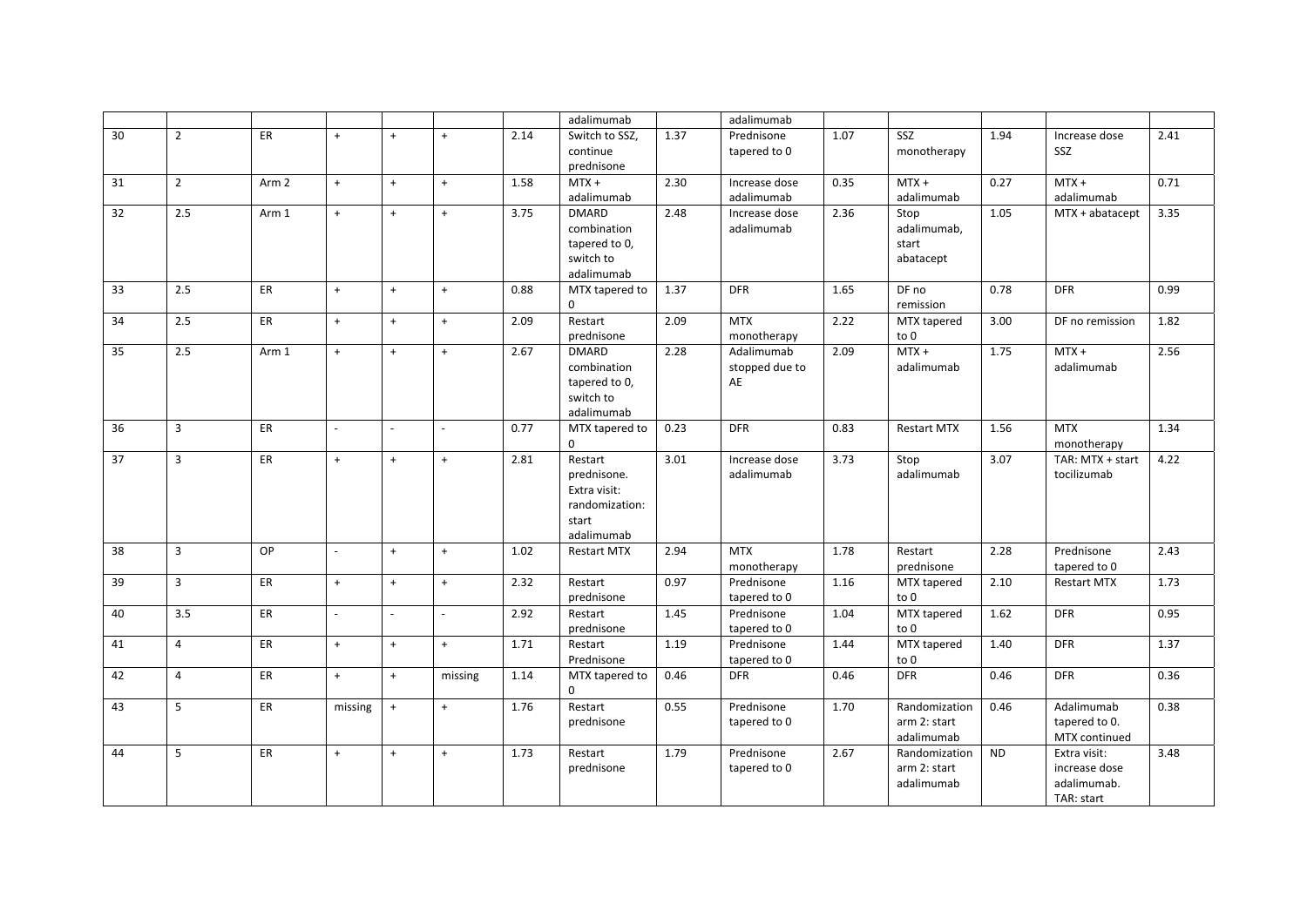| | | | | | | | adalimumab | | adalimumab | | | | | |
|---|---|---|---|---|---|---|---|---|---|---|---|---|---|---|
| 30 | 2 | ER | + | + | + | 2.14 | Switch to SSZ, continue prednisone | 1.37 | Prednisone tapered to 0 | 1.07 | SSZ monotherapy | 1.94 | Increase dose SSZ | 2.41 |
| 31 | 2 | Arm 2 | + | + | + | 1.58 | MTX + adalimumab | 2.30 | Increase dose adalimumab | 0.35 | MTX + adalimumab | 0.27 | MTX + adalimumab | 0.71 |
| 32 | 2.5 | Arm 1 | + | + | + | 3.75 | DMARD combination tapered to 0, switch to adalimumab | 2.48 | Increase dose adalimumab | 2.36 | Stop adalimumab, start abatacept | 1.05 | MTX + abatacept | 3.35 |
| 33 | 2.5 | ER | + | + | + | 0.88 | MTX tapered to 0 | 1.37 | DFR | 1.65 | DF no remission | 0.78 | DFR | 0.99 |
| 34 | 2.5 | ER | + | + | + | 2.09 | Restart prednisone | 2.09 | MTX monotherapy | 2.22 | MTX tapered to 0 | 3.00 | DF no remission | 1.82 |
| 35 | 2.5 | Arm 1 | + | + | + | 2.67 | DMARD combination tapered to 0, switch to adalimumab | 2.28 | Adalimumab stopped due to AE | 2.09 | MTX + adalimumab | 1.75 | MTX + adalimumab | 2.56 |
| 36 | 3 | ER | - | - | - | 0.77 | MTX tapered to 0 | 0.23 | DFR | 0.83 | Restart MTX | 1.56 | MTX monotherapy | 1.34 |
| 37 | 3 | ER | + | + | + | 2.81 | Restart prednisone. Extra visit: randomization: start adalimumab | 3.01 | Increase dose adalimumab | 3.73 | Stop adalimumab | 3.07 | TAR: MTX + start tocilizumab | 4.22 |
| 38 | 3 | OP | - | + | + | 1.02 | Restart MTX | 2.94 | MTX monotherapy | 1.78 | Restart prednisone | 2.28 | Prednisone tapered to 0 | 2.43 |
| 39 | 3 | ER | + | + | + | 2.32 | Restart prednisone | 0.97 | Prednisone tapered to 0 | 1.16 | MTX tapered to 0 | 2.10 | Restart MTX | 1.73 |
| 40 | 3.5 | ER | - | - | - | 2.92 | Restart prednisone | 1.45 | Prednisone tapered to 0 | 1.04 | MTX tapered to 0 | 1.62 | DFR | 0.95 |
| 41 | 4 | ER | + | + | + | 1.71 | Restart Prednisone | 1.19 | Prednisone tapered to 0 | 1.44 | MTX tapered to 0 | 1.40 | DFR | 1.37 |
| 42 | 4 | ER | + | + | missing | 1.14 | MTX tapered to 0 | 0.46 | DFR | 0.46 | DFR | 0.46 | DFR | 0.36 |
| 43 | 5 | ER | missing | + | + | 1.76 | Restart prednisone | 0.55 | Prednisone tapered to 0 | 1.70 | Randomization arm 2: start adalimumab | 0.46 | Adalimumab tapered to 0. MTX continued | 0.38 |
| 44 | 5 | ER | + | + | + | 1.73 | Restart prednisone | 1.79 | Prednisone tapered to 0 | 2.67 | Randomization arm 2: start adalimumab | ND | Extra visit: increase dose adalimumab. TAR: start | 3.48 |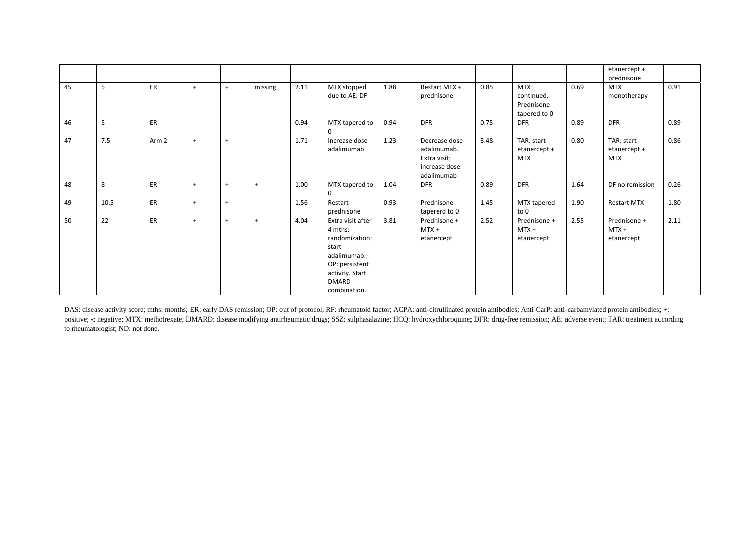| | | | | | | | | | | | | | | |
|---|---|---|---|---|---|---|---|---|---|---|---|---|---|---|
| | | | | | | | | | | | | | etanercept + prednisone | |
| 45 | 5 | ER | + | + | missing | 2.11 | MTX stopped due to AE: DF | 1.88 | Restart MTX + prednisone | 0.85 | MTX continued. Prednisone tapered to 0 | 0.69 | MTX monotherapy | 0.91 |
| 46 | 5 | ER | - | - | - | 0.94 | MTX tapered to 0 | 0.94 | DFR | 0.75 | DFR | 0.89 | DFR | 0.89 |
| 47 | 7.5 | Arm 2 | + | + | - | 1.71 | Increase dose adalimumab | 1.23 | Decrease dose adalimumab. Extra visit: increase dose adalimumab | 3.48 | TAR: start etanercept + MTX | 0.80 | TAR: start etanercept + MTX | 0.86 |
| 48 | 8 | ER | + | + | + | 1.00 | MTX tapered to 0 | 1.04 | DFR | 0.89 | DFR | 1.64 | DF no remission | 0.26 |
| 49 | 10.5 | ER | + | + | - | 1.56 | Restart prednisone | 0.93 | Prednisone tapererd to 0 | 1.45 | MTX tapered to 0 | 1.90 | Restart MTX | 1.80 |
| 50 | 22 | ER | + | + | + | 4.04 | Extra visit after 4 mths: randomization: start adalimumab. OP: persistent activity. Start DMARD combination. | 3.81 | Prednisone + MTX + etanercept | 2.52 | Prednisone + MTX + etanercept | 2.55 | Prednisone + MTX + etanercept | 2.11 |

DAS: disease activity score; mths: months; ER: early DAS remission; OP: out of protocol; RF: rheumatoid factor; ACPA: anti-citrullinated protein antibodies; Anti-CarP: anti-carbamylated protein antibodies; +: positive; -: negative; MTX: methotrexate; DMARD: disease modifying antirheumatic drugs; SSZ: sulphasalazine; HCQ: hydroxychloroquine; DFR: drug-free remission; AE: adverse event; TAR: treatment according to rheumatologist; ND: not done.